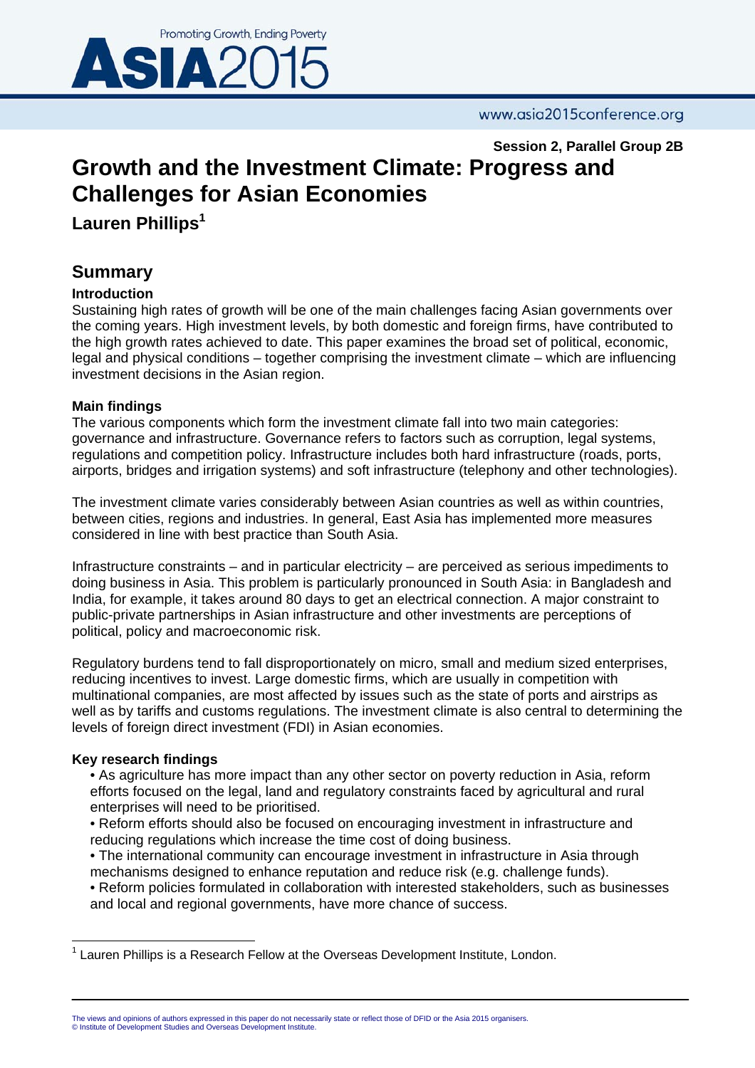Session 2, Parallel Group 2B

# Growth and the Investment Climate: Progress and Challenges for Asian Economies

**Lauren Phillips**[1]

## Summary

### Introduction

Sustaining high rates of growth will be one of the main challenges facing Asian governments over the coming years. High investment levels, by both domestic and foreign firms, have contributed to the high growth rates achieved to date. This paper examines the broad set of political, economic, legal and physical conditions – together comprising the investment climate – which are influencing investment decisions in the Asian region.

### Main findings

The various components which form the investment climate fall into two main categories: governance and infrastructure. Governance refers to factors such as corruption, legal systems, regulations and competition policy. Infrastructure includes both hard infrastructure (roads, ports, airports, bridges and irrigation systems) and soft infrastructure (telephony and other technologies).

The investment climate varies considerably between Asian countries as well as within countries, between cities, regions and industries. In general, East Asia has implemented more measures considered in line with best practice than South Asia.

Infrastructure constraints – and in particular electricity – are perceived as serious impediments to doing business in Asia. This problem is particularly pronounced in South Asia: in Bangladesh and India, for example, it takes around 80 days to get an electrical connection. A major constraint to public-private partnerships in Asian infrastructure and other investments are perceptions of political, policy and macroeconomic risk.

Regulatory burdens tend to fall disproportionately on micro, small and medium sized enterprises, reducing incentives to invest. Large domestic firms, which are usually in competition with multinational companies, are most affected by issues such as the state of ports and airstrips as well as by tariffs and customs regulations. The investment climate is also central to determining the levels of foreign direct investment (FDI) in Asian economies.

### Key research findings

- As agriculture has more impact than any other sector on poverty reduction in Asia, reform efforts focused on the legal, land and regulatory constraints faced by agricultural and rural enterprises will need to be prioritised.
- Reform efforts should also be focused on encouraging investment in infrastructure and reducing regulations which increase the time cost of doing business.
- The international community can encourage investment in infrastructure in Asia through mechanisms designed to enhance reputation and reduce risk (e.g. challenge funds).
- Reform policies formulated in collaboration with interested stakeholders, such as businesses and local and regional governments, have more chance of success.

[1] Lauren Phillips is a Research Fellow at the Overseas Development Institute, London.

The views and opinions of authors expressed in this paper do not necessarily state or reflect those of DFID or the Asia 2015 organisers.
© Institute of Development Studies and Overseas Development Institute.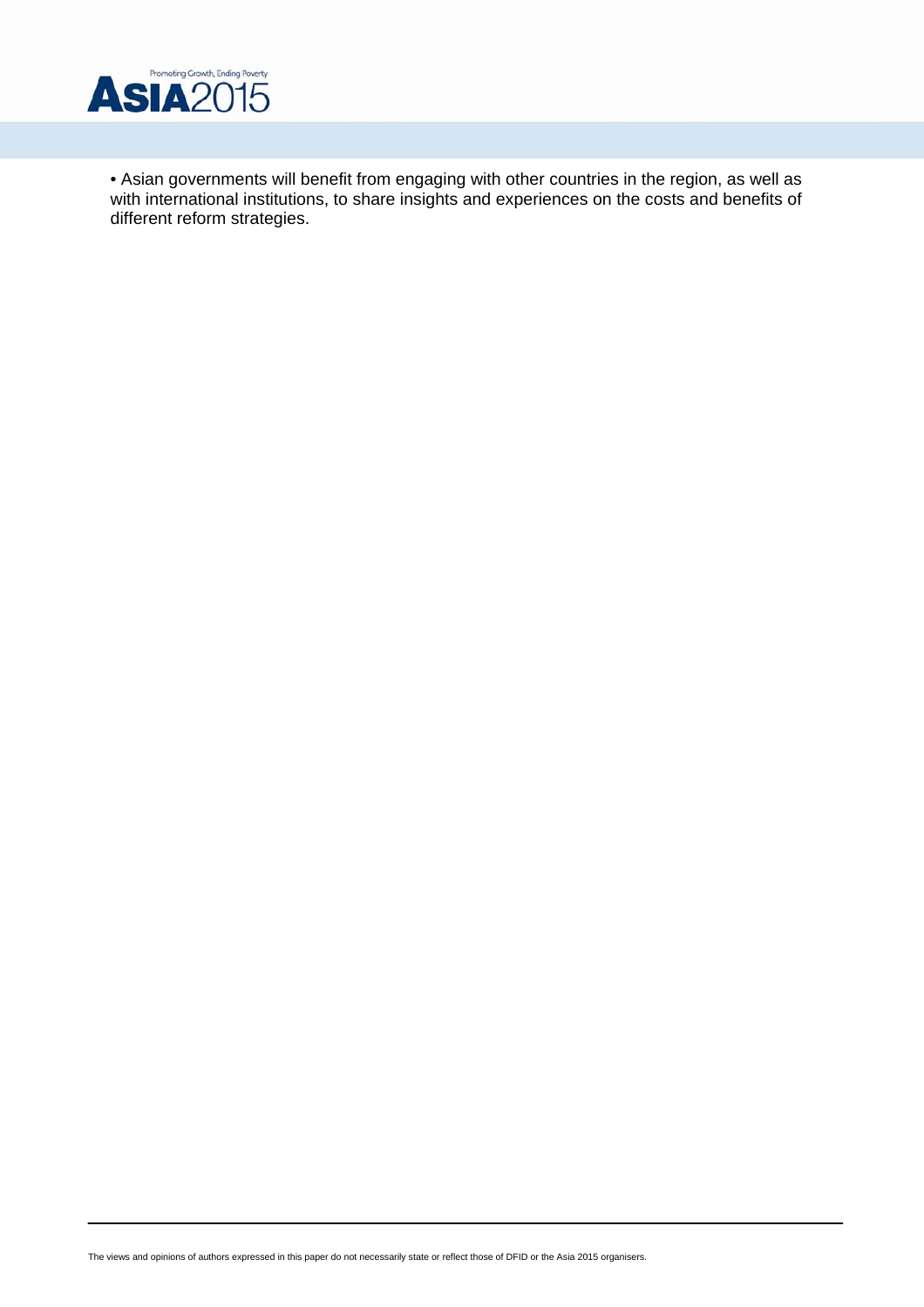- Asian governments will benefit from engaging with other countries in the region, as well as with international institutions, to share insights and experiences on the costs and benefits of different reform strategies.